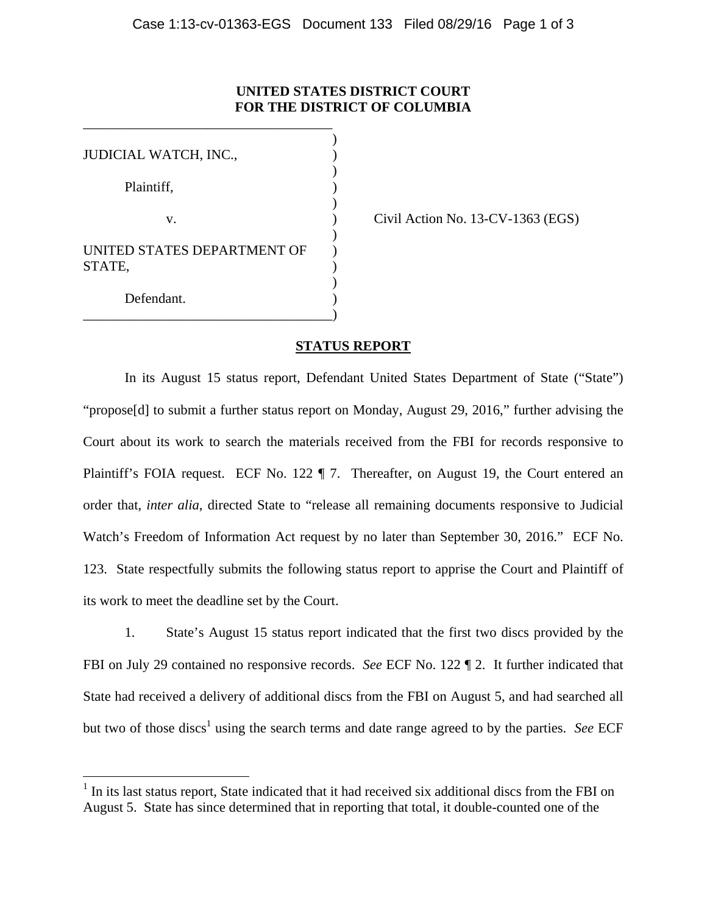**UNITED STATES DISTRICT COURT**
**FOR THE DISTRICT OF COLUMBIA**

JUDICIAL WATCH, INC.,

Plaintiff,

v.

UNITED STATES DEPARTMENT OF STATE,

Defendant.

Civil Action No. 13-CV-1363 (EGS)

**STATUS REPORT**

In its August 15 status report, Defendant United States Department of State ("State") "propose[d] to submit a further status report on Monday, August 29, 2016," further advising the Court about its work to search the materials received from the FBI for records responsive to Plaintiff's FOIA request. ECF No. 122 ¶ 7. Thereafter, on August 19, the Court entered an order that, *inter alia*, directed State to "release all remaining documents responsive to Judicial Watch's Freedom of Information Act request by no later than September 30, 2016." ECF No. 123. State respectfully submits the following status report to apprise the Court and Plaintiff of its work to meet the deadline set by the Court.

1. State's August 15 status report indicated that the first two discs provided by the FBI on July 29 contained no responsive records. *See* ECF No. 122 ¶ 2. It further indicated that State had received a delivery of additional discs from the FBI on August 5, and had searched all but two of those discs[1] using the search terms and date range agreed to by the parties. *See* ECF

[1] In its last status report, State indicated that it had received six additional discs from the FBI on August 5. State has since determined that in reporting that total, it double-counted one of the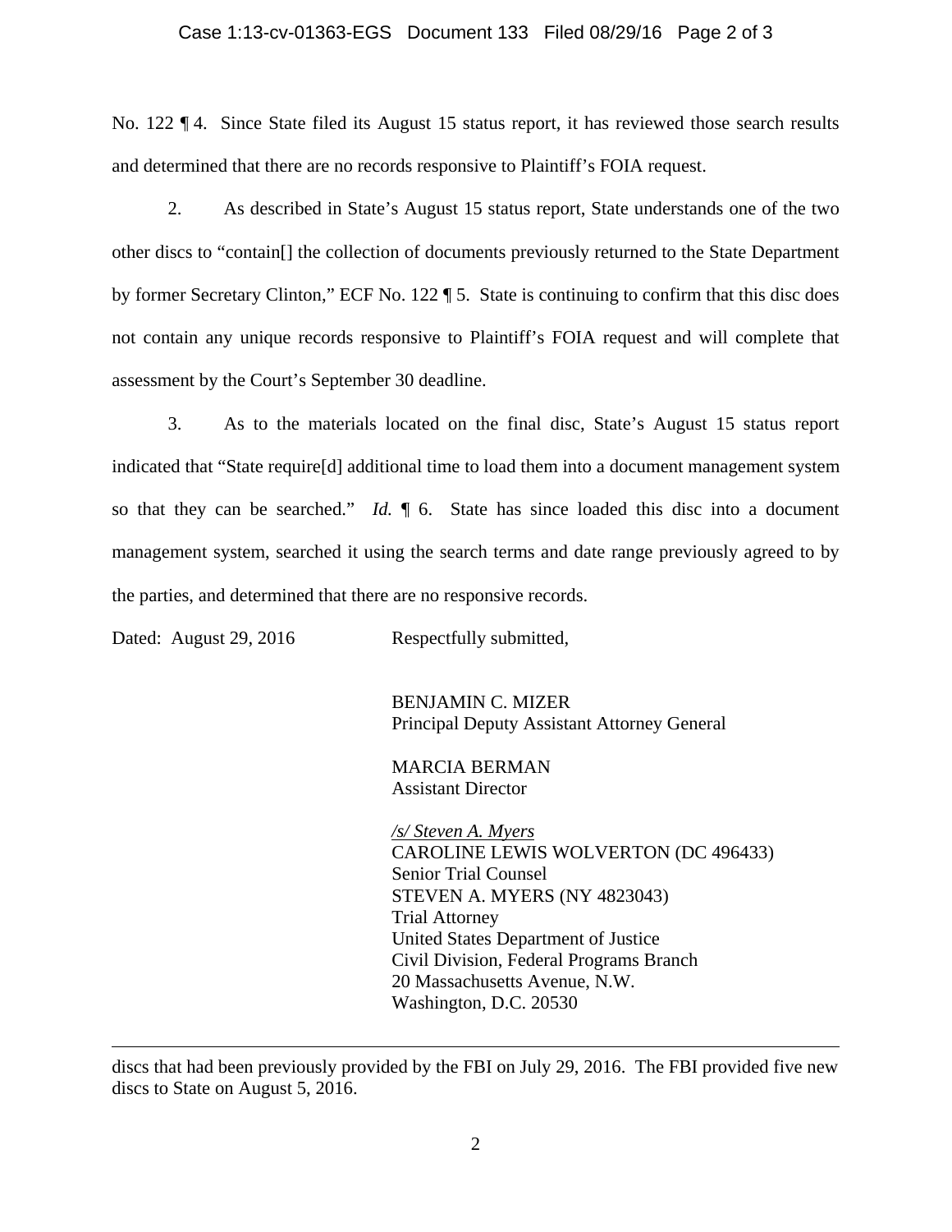No. 122 ¶ 4. Since State filed its August 15 status report, it has reviewed those search results and determined that there are no records responsive to Plaintiff's FOIA request.

2. As described in State's August 15 status report, State understands one of the two other discs to "contain[] the collection of documents previously returned to the State Department by former Secretary Clinton," ECF No. 122 ¶ 5. State is continuing to confirm that this disc does not contain any unique records responsive to Plaintiff's FOIA request and will complete that assessment by the Court's September 30 deadline.

3. As to the materials located on the final disc, State's August 15 status report indicated that "State require[d] additional time to load them into a document management system so that they can be searched." *Id.* ¶ 6. State has since loaded this disc into a document management system, searched it using the search terms and date range previously agreed to by the parties, and determined that there are no responsive records.

Dated: August 29, 2016 Respectfully submitted,

BENJAMIN C. MIZER
Principal Deputy Assistant Attorney General

MARCIA BERMAN
Assistant Director

*/s/ Steven A. Myers*
CAROLINE LEWIS WOLVERTON (DC 496433)
Senior Trial Counsel
STEVEN A. MYERS (NY 4823043)
Trial Attorney
United States Department of Justice
Civil Division, Federal Programs Branch
20 Massachusetts Avenue, N.W.
Washington, D.C. 20530

---

discs that had been previously provided by the FBI on July 29, 2016. The FBI provided five new discs to State on August 5, 2016.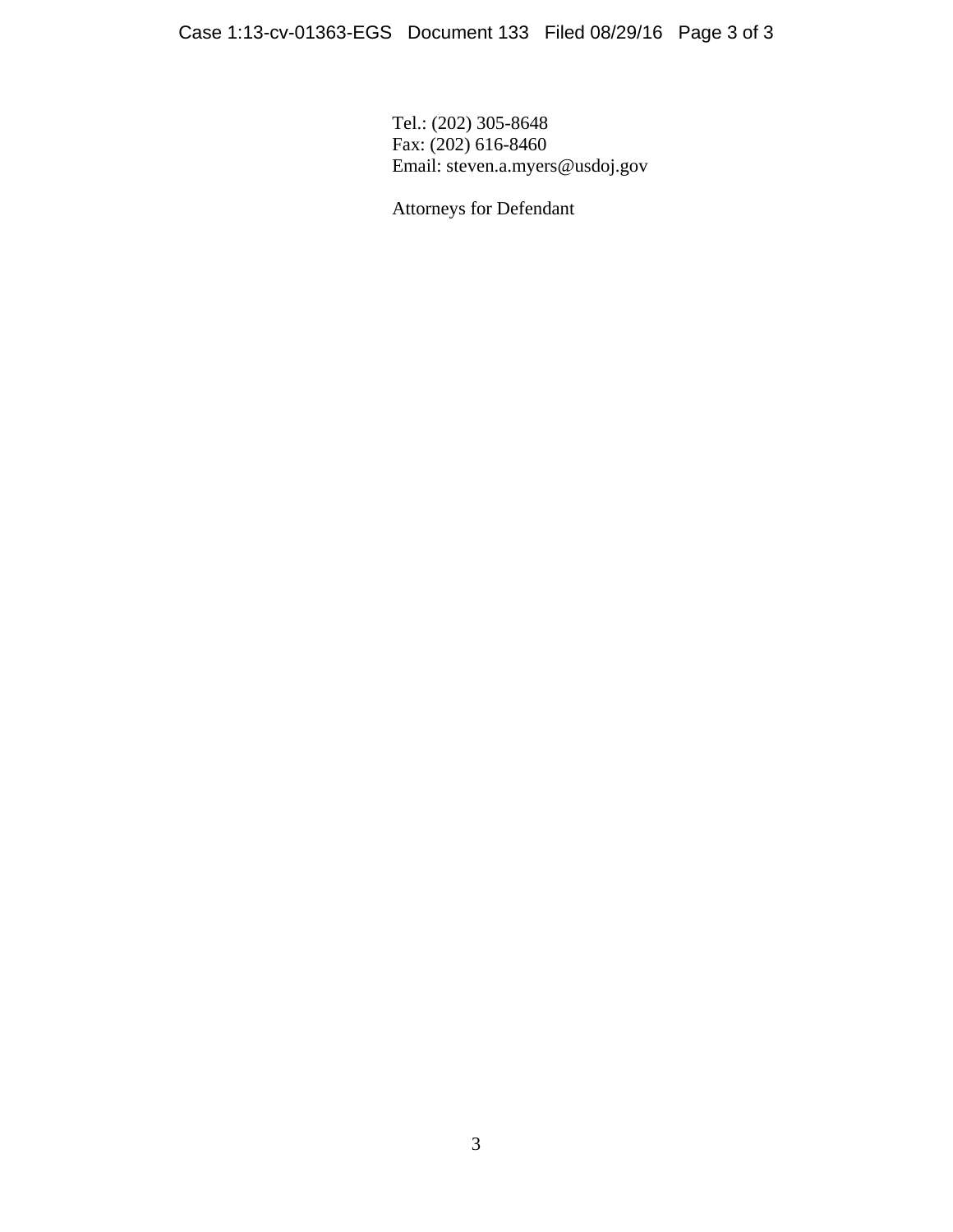Tel.: (202) 305-8648
Fax: (202) 616-8460
Email: steven.a.myers@usdoj.gov

Attorneys for Defendant